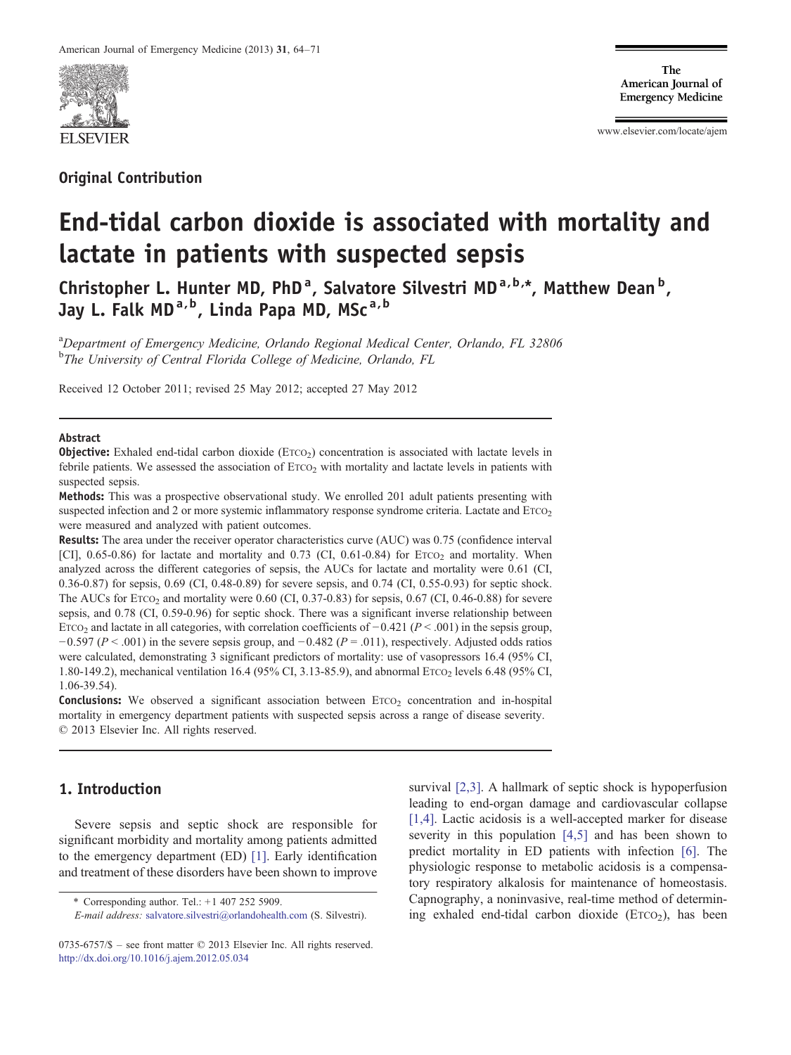Original Contribution

# End-tidal carbon dioxide is associated with mortality and lactate in patients with suspected sepsis

Christopher L. Hunter MD, PhD[a], Salvatore Silvestri MD[a,b,*], Matthew Dean[b], Jay L. Falk MD[a,b], Linda Papa MD, MSc[a,b]

[a]*Department of Emergency Medicine, Orlando Regional Medical Center, Orlando, FL 32806*
[b]*The University of Central Florida College of Medicine, Orlando, FL*

Received 12 October 2011; revised 25 May 2012; accepted 27 May 2012

## Abstract

**Objective:** Exhaled end-tidal carbon dioxide ($E_{TCO_2}$) concentration is associated with lactate levels in febrile patients. We assessed the association of $E_{TCO_2}$ with mortality and lactate levels in patients with suspected sepsis.

**Methods:** This was a prospective observational study. We enrolled 201 adult patients presenting with suspected infection and 2 or more systemic inflammatory response syndrome criteria. Lactate and $E_{TCO_2}$ were measured and analyzed with patient outcomes.

**Results:** The area under the receiver operator characteristics curve (AUC) was 0.75 (confidence interval [CI], 0.65-0.86) for lactate and mortality and 0.73 (CI, 0.61-0.84) for $E_{TCO_2}$ and mortality. When analyzed across the different categories of sepsis, the AUCs for lactate and mortality were 0.61 (CI, 0.36-0.87) for sepsis, 0.69 (CI, 0.48-0.89) for severe sepsis, and 0.74 (CI, 0.55-0.93) for septic shock. The AUCs for $E_{TCO_2}$ and mortality were 0.60 (CI, 0.37-0.83) for sepsis, 0.67 (CI, 0.46-0.88) for severe sepsis, and 0.78 (CI, 0.59-0.96) for septic shock. There was a significant inverse relationship between $E_{TCO_2}$ and lactate in all categories, with correlation coefficients of −0.421 ($P < .001$) in the sepsis group, −0.597 ($P < .001$) in the severe sepsis group, and −0.482 ($P = .011$), respectively. Adjusted odds ratios were calculated, demonstrating 3 significant predictors of mortality: use of vasopressors 16.4 (95% CI, 1.80-149.2), mechanical ventilation 16.4 (95% CI, 3.13-85.9), and abnormal $E_{TCO_2}$ levels 6.48 (95% CI, 1.06-39.54).

**Conclusions:** We observed a significant association between $E_{TCO_2}$ concentration and in-hospital mortality in emergency department patients with suspected sepsis across a range of disease severity.
© 2013 Elsevier Inc. All rights reserved.

## 1. Introduction

Severe sepsis and septic shock are responsible for significant morbidity and mortality among patients admitted to the emergency department (ED) [1]. Early identification and treatment of these disorders have been shown to improve survival [2,3]. A hallmark of septic shock is hypoperfusion leading to end-organ damage and cardiovascular collapse [1,4]. Lactic acidosis is a well-accepted marker for disease severity in this population [4,5] and has been shown to predict mortality in ED patients with infection [6]. The physiologic response to metabolic acidosis is a compensatory respiratory alkalosis for maintenance of homeostasis. Capnography, a noninvasive, real-time method of determining exhaled end-tidal carbon dioxide ($E_{TCO_2}$), has been

\* Corresponding author. Tel.: +1 407 252 5909.
*E-mail address:* salvatore.silvestri@orlandohealth.com (S. Silvestri).

0735-6757/$ – see front matter © 2013 Elsevier Inc. All rights reserved.
http://dx.doi.org/10.1016/j.ajem.2012.05.034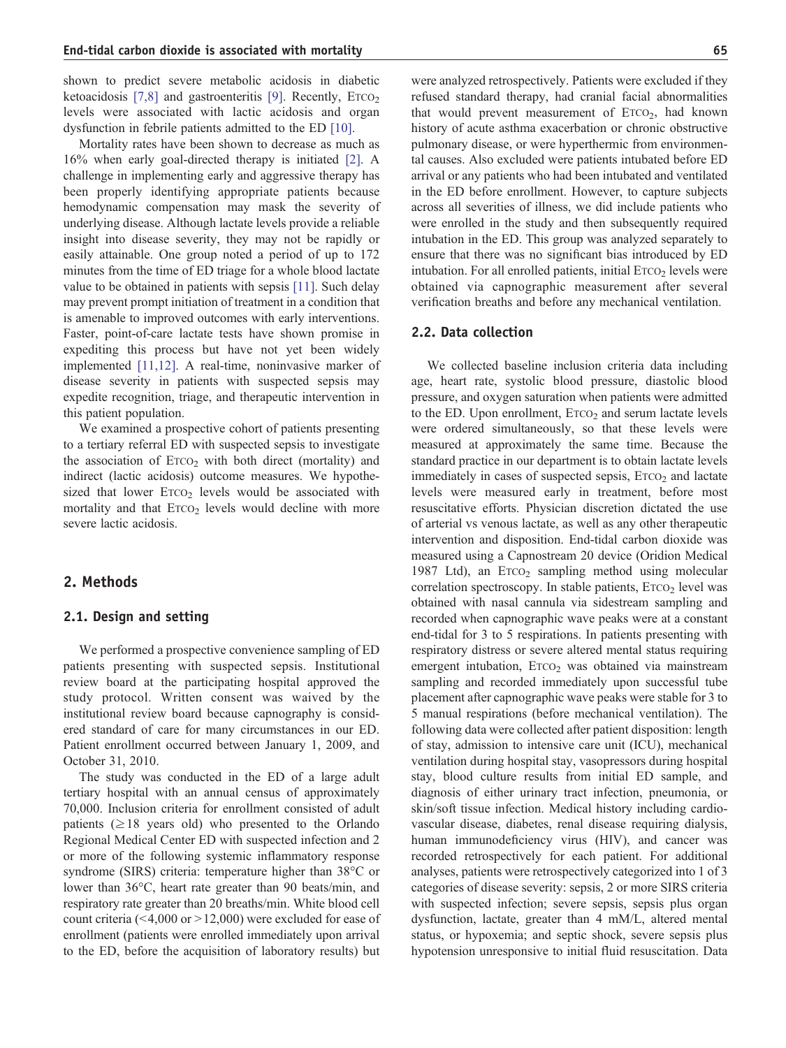shown to predict severe metabolic acidosis in diabetic ketoacidosis [7,8] and gastroenteritis [9]. Recently, $E_{TCO_2}$ levels were associated with lactic acidosis and organ dysfunction in febrile patients admitted to the ED [10].

Mortality rates have been shown to decrease as much as 16% when early goal-directed therapy is initiated [2]. A challenge in implementing early and aggressive therapy has been properly identifying appropriate patients because hemodynamic compensation may mask the severity of underlying disease. Although lactate levels provide a reliable insight into disease severity, they may not be rapidly or easily attainable. One group noted a period of up to 172 minutes from the time of ED triage for a whole blood lactate value to be obtained in patients with sepsis [11]. Such delay may prevent prompt initiation of treatment in a condition that is amenable to improved outcomes with early interventions. Faster, point-of-care lactate tests have shown promise in expediting this process but have not yet been widely implemented [11,12]. A real-time, noninvasive marker of disease severity in patients with suspected sepsis may expedite recognition, triage, and therapeutic intervention in this patient population.

We examined a prospective cohort of patients presenting to a tertiary referral ED with suspected sepsis to investigate the association of $E_{TCO_2}$ with both direct (mortality) and indirect (lactic acidosis) outcome measures. We hypothesized that lower $E_{TCO_2}$ levels would be associated with mortality and that $E_{TCO_2}$ levels would decline with more severe lactic acidosis.

## 2. Methods

### 2.1. Design and setting

We performed a prospective convenience sampling of ED patients presenting with suspected sepsis. Institutional review board at the participating hospital approved the study protocol. Written consent was waived by the institutional review board because capnography is considered standard of care for many circumstances in our ED. Patient enrollment occurred between January 1, 2009, and October 31, 2010.

The study was conducted in the ED of a large adult tertiary hospital with an annual census of approximately 70,000. Inclusion criteria for enrollment consisted of adult patients (≥18 years old) who presented to the Orlando Regional Medical Center ED with suspected infection and 2 or more of the following systemic inflammatory response syndrome (SIRS) criteria: temperature higher than 38°C or lower than 36°C, heart rate greater than 90 beats/min, and respiratory rate greater than 20 breaths/min. White blood cell count criteria (<4,000 or >12,000) were excluded for ease of enrollment (patients were enrolled immediately upon arrival to the ED, before the acquisition of laboratory results) but were analyzed retrospectively. Patients were excluded if they refused standard therapy, had cranial facial abnormalities that would prevent measurement of $E_{TCO_2}$, had known history of acute asthma exacerbation or chronic obstructive pulmonary disease, or were hyperthermic from environmental causes. Also excluded were patients intubated before ED arrival or any patients who had been intubated and ventilated in the ED before enrollment. However, to capture subjects across all severities of illness, we did include patients who were enrolled in the study and then subsequently required intubation in the ED. This group was analyzed separately to ensure that there was no significant bias introduced by ED intubation. For all enrolled patients, initial $E_{TCO_2}$ levels were obtained via capnographic measurement after several verification breaths and before any mechanical ventilation.

### 2.2. Data collection

We collected baseline inclusion criteria data including age, heart rate, systolic blood pressure, diastolic blood pressure, and oxygen saturation when patients were admitted to the ED. Upon enrollment, $E_{TCO_2}$ and serum lactate levels were ordered simultaneously, so that these levels were measured at approximately the same time. Because the standard practice in our department is to obtain lactate levels immediately in cases of suspected sepsis, $E_{TCO_2}$ and lactate levels were measured early in treatment, before most resuscitative efforts. Physician discretion dictated the use of arterial vs venous lactate, as well as any other therapeutic intervention and disposition. End-tidal carbon dioxide was measured using a Capnostream 20 device (Oridion Medical 1987 Ltd), an $E_{TCO_2}$ sampling method using molecular correlation spectroscopy. In stable patients, $E_{TCO_2}$ level was obtained with nasal cannula via sidestream sampling and recorded when capnographic wave peaks were at a constant end-tidal for 3 to 5 respirations. In patients presenting with respiratory distress or severe altered mental status requiring emergent intubation, $E_{TCO_2}$ was obtained via mainstream sampling and recorded immediately upon successful tube placement after capnographic wave peaks were stable for 3 to 5 manual respirations (before mechanical ventilation). The following data were collected after patient disposition: length of stay, admission to intensive care unit (ICU), mechanical ventilation during hospital stay, vasopressors during hospital stay, blood culture results from initial ED sample, and diagnosis of either urinary tract infection, pneumonia, or skin/soft tissue infection. Medical history including cardiovascular disease, diabetes, renal disease requiring dialysis, human immunodeficiency virus (HIV), and cancer was recorded retrospectively for each patient. For additional analyses, patients were retrospectively categorized into 1 of 3 categories of disease severity: sepsis, 2 or more SIRS criteria with suspected infection; severe sepsis, sepsis plus organ dysfunction, lactate, greater than 4 mM/L, altered mental status, or hypoxemia; and septic shock, severe sepsis plus hypotension unresponsive to initial fluid resuscitation. Data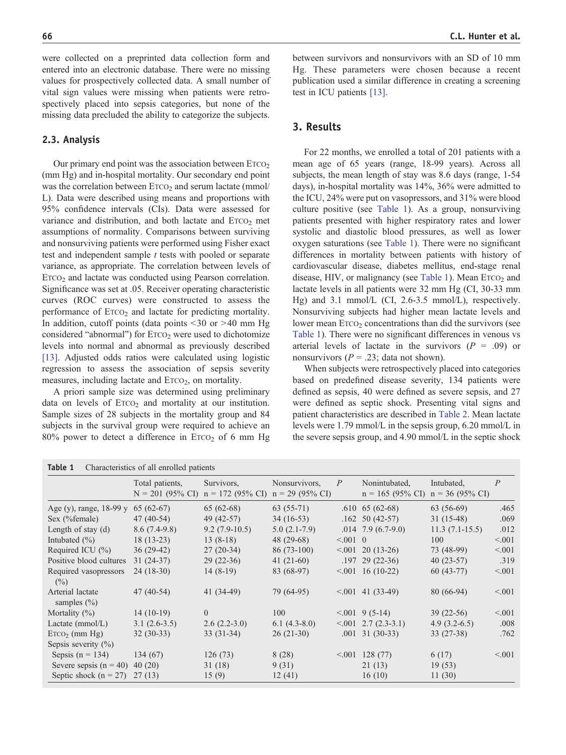were collected on a preprinted data collection form and entered into an electronic database. There were no missing values for prospectively collected data. A small number of vital sign values were missing when patients were retrospectively placed into sepsis categories, but none of the missing data precluded the ability to categorize the subjects.

### 2.3. Analysis

Our primary end point was the association between $\text{ETCO}_2$ (mm Hg) and in-hospital mortality. Our secondary end point was the correlation between $\text{ETCO}_2$ and serum lactate (mmol/L). Data were described using means and proportions with 95% confidence intervals (CIs). Data were assessed for variance and distribution, and both lactate and $\text{ETCO}_2$ met assumptions of normality. Comparisons between surviving and nonsurviving patients were performed using Fisher exact test and independent sample *t* tests with pooled or separate variance, as appropriate. The correlation between levels of $\text{ETCO}_2$ and lactate was conducted using Pearson correlation. Significance was set at .05. Receiver operating characteristic curves (ROC curves) were constructed to assess the performance of $\text{ETCO}_2$ and lactate for predicting mortality. In addition, cutoff points (data points <30 or >40 mm Hg considered "abnormal") for $\text{ETCO}_2$ were used to dichotomize levels into normal and abnormal as previously described [13]. Adjusted odds ratios were calculated using logistic regression to assess the association of sepsis severity measures, including lactate and $\text{ETCO}_2$, on mortality.

A priori sample size was determined using preliminary data on levels of $\text{ETCO}_2$ and mortality at our institution. Sample sizes of 28 subjects in the mortality group and 84 subjects in the survival group were required to achieve an 80% power to detect a difference in $\text{ETCO}_2$ of 6 mm Hg between survivors and nonsurvivors with an SD of 10 mm Hg. These parameters were chosen because a recent publication used a similar difference in creating a screening test in ICU patients [13].

## 3. Results

For 22 months, we enrolled a total of 201 patients with a mean age of 65 years (range, 18-99 years). Across all subjects, the mean length of stay was 8.6 days (range, 1-54 days), in-hospital mortality was 14%, 36% were admitted to the ICU, 24% were put on vasopressors, and 31% were blood culture positive (see Table 1). As a group, nonsurviving patients presented with higher respiratory rates and lower systolic and diastolic blood pressures, as well as lower oxygen saturations (see Table 1). There were no significant differences in mortality between patients with history of cardiovascular disease, diabetes mellitus, end-stage renal disease, HIV, or malignancy (see Table 1). Mean $\text{ETCO}_2$ and lactate levels in all patients were 32 mm Hg (CI, 30-33 mm Hg) and 3.1 mmol/L (CI, 2.6-3.5 mmol/L), respectively. Nonsurviving subjects had higher mean lactate levels and lower mean $\text{ETCO}_2$ concentrations than did the survivors (see Table 1). There were no significant differences in venous vs arterial levels of lactate in the survivors ($P$ = .09) or nonsurvivors ($P$ = .23; data not shown).

When subjects were retrospectively placed into categories based on predefined disease severity, 134 patients were defined as sepsis, 40 were defined as severe sepsis, and 27 were defined as septic shock. Presenting vital signs and patient characteristics are described in Table 2. Mean lactate levels were 1.79 mmol/L in the sepsis group, 6.20 mmol/L in the severe sepsis group, and 4.90 mmol/L in the septic shock

**Table 1** Characteristics of all enrolled patients

| | Total patients, N = 201 (95% CI) | Survivors, n = 172 (95% CI) | Nonsurvivors, n = 29 (95% CI) | *P* | Nonintubated, n = 165 (95% CI) | Intubated, n = 36 (95% CI) | *P* |
|---|---|---|---|---|---|---|---|
| Age (y), range, 18-99 y | 65 (62-67) | 65 (62-68) | 63 (55-71) | .610 | 65 (62-68) | 63 (56-69) | .465 |
| Sex (%female) | 47 (40-54) | 49 (42-57) | 34 (16-53) | .162 | 50 (42-57) | 31 (15-48) | .069 |
| Length of stay (d) | 8.6 (7.4-9.8) | 9.2 (7.9-10.5) | 5.0 (2.1-7.9) | .014 | 7.9 (6.7-9.0) | 11.3 (7.1-15.5) | .012 |
| Intubated (%) | 18 (13-23) | 13 (8-18) | 48 (29-68) | <.001 | 0 | 100 | <.001 |
| Required ICU (%) | 36 (29-42) | 27 (20-34) | 86 (73-100) | <.001 | 20 (13-26) | 73 (48-99) | <.001 |
| Positive blood cultures | 31 (24-37) | 29 (22-36) | 41 (21-60) | .197 | 29 (22-36) | 40 (23-57) | .319 |
| Required vasopressors (%) | 24 (18-30) | 14 (8-19) | 83 (68-97) | <.001 | 16 (10-22) | 60 (43-77) | <.001 |
| Arterial lactate samples (%) | 47 (40-54) | 41 (34-49) | 79 (64-95) | <.001 | 41 (33-49) | 80 (66-94) | <.001 |
| Mortality (%) | 14 (10-19) | 0 | 100 | <.001 | 9 (5-14) | 39 (22-56) | <.001 |
| Lactate (mmol/L) | 3.1 (2.6-3.5) | 2.6 (2.2-3.0) | 6.1 (4.3-8.0) | <.001 | 2.7 (2.3-3.1) | 4.9 (3.2-6.5) | .008 |
| $\text{ETCO}_2$ (mm Hg) | 32 (30-33) | 33 (31-34) | 26 (21-30) | .001 | 31 (30-33) | 33 (27-38) | .762 |
| Sepsis severity (%) | | | | | | | |
| Sepsis (n = 134) | 134 (67) | 126 (73) | 8 (28) | <.001 | 128 (77) | 6 (17) | <.001 |
| Severe sepsis (n = 40) | 40 (20) | 31 (18) | 9 (31) | | 21 (13) | 19 (53) | |
| Septic shock (n = 27) | 27 (13) | 15 (9) | 12 (41) | | 16 (10) | 11 (30) | |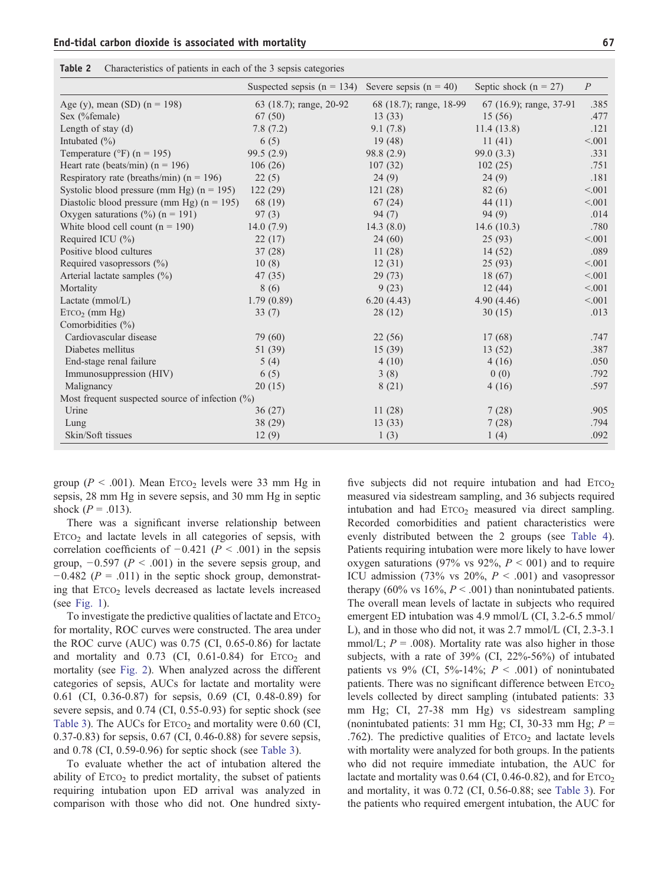**Table 2** Characteristics of patients in each of the 3 sepsis categories

| | Suspected sepsis (n = 134) | Severe sepsis (n = 40) | Septic shock (n = 27) | *P* |
|---|---|---|---|---|
| Age (y), mean (SD) (n = 198) | 63 (18.7); range, 20-92 | 68 (18.7); range, 18-99 | 67 (16.9); range, 37-91 | .385 |
| Sex (%female) | 67 (50) | 13 (33) | 15 (56) | .477 |
| Length of stay (d) | 7.8 (7.2) | 9.1 (7.8) | 11.4 (13.8) | .121 |
| Intubated (%) | 6 (5) | 19 (48) | 11 (41) | <.001 |
| Temperature (°F) (n = 195) | 99.5 (2.9) | 98.8 (2.9) | 99.0 (3.3) | .331 |
| Heart rate (beats/min) (n = 196) | 106 (26) | 107 (32) | 102 (25) | .751 |
| Respiratory rate (breaths/min) (n = 196) | 22 (5) | 24 (9) | 24 (9) | .181 |
| Systolic blood pressure (mm Hg) (n = 195) | 122 (29) | 121 (28) | 82 (6) | <.001 |
| Diastolic blood pressure (mm Hg) (n = 195) | 68 (19) | 67 (24) | 44 (11) | <.001 |
| Oxygen saturations (%) (n = 191) | 97 (3) | 94 (7) | 94 (9) | .014 |
| White blood cell count (n = 190) | 14.0 (7.9) | 14.3 (8.0) | 14.6 (10.3) | .780 |
| Required ICU (%) | 22 (17) | 24 (60) | 25 (93) | <.001 |
| Positive blood cultures | 37 (28) | 11 (28) | 14 (52) | .089 |
| Required vasopressors (%) | 10 (8) | 12 (31) | 25 (93) | <.001 |
| Arterial lactate samples (%) | 47 (35) | 29 (73) | 18 (67) | <.001 |
| Mortality | 8 (6) | 9 (23) | 12 (44) | <.001 |
| Lactate (mmol/L) | 1.79 (0.89) | 6.20 (4.43) | 4.90 (4.46) | <.001 |
| $E_{TCO_2}$ (mm Hg) | 33 (7) | 28 (12) | 30 (15) | .013 |
| Comorbidities (%) | | | | |
| Cardiovascular disease | 79 (60) | 22 (56) | 17 (68) | .747 |
| Diabetes mellitus | 51 (39) | 15 (39) | 13 (52) | .387 |
| End-stage renal failure | 5 (4) | 4 (10) | 4 (16) | .050 |
| Immunosuppression (HIV) | 6 (5) | 3 (8) | 0 (0) | .792 |
| Malignancy | 20 (15) | 8 (21) | 4 (16) | .597 |
| Most frequent suspected source of infection (%) | | | | |
| Urine | 36 (27) | 11 (28) | 7 (28) | .905 |
| Lung | 38 (29) | 13 (33) | 7 (28) | .794 |
| Skin/Soft tissues | 12 (9) | 1 (3) | 1 (4) | .092 |

group ($P < .001$). Mean $E_{TCO_2}$ levels were 33 mm Hg in sepsis, 28 mm Hg in severe sepsis, and 30 mm Hg in septic shock ($P = .013$).

There was a significant inverse relationship between $E_{TCO_2}$ and lactate levels in all categories of sepsis, with correlation coefficients of −0.421 ($P < .001$) in the sepsis group, −0.597 ($P < .001$) in the severe sepsis group, and −0.482 ($P = .011$) in the septic shock group, demonstrating that $E_{TCO_2}$ levels decreased as lactate increased (see Fig. 1).

To investigate the predictive qualities of lactate and $E_{TCO_2}$ for mortality, ROC curves were constructed. The area under the ROC curve (AUC) was 0.75 (CI, 0.65-0.86) for lactate and mortality and 0.73 (CI, 0.61-0.84) for $E_{TCO_2}$ and mortality (see Fig. 2). When analyzed across the different categories of sepsis, AUCs for lactate and mortality were 0.61 (CI, 0.36-0.87) for sepsis, 0.69 (CI, 0.48-0.89) for severe sepsis, and 0.74 (CI, 0.55-0.93) for septic shock (see Table 3). The AUCs for $E_{TCO_2}$ and mortality were 0.60 (CI, 0.37-0.83) for sepsis, 0.67 (CI, 0.46-0.88) for severe sepsis, and 0.78 (CI, 0.59-0.96) for septic shock (see Table 3).

To evaluate whether the act of intubation altered the ability of $E_{TCO_2}$ to predict mortality, the subset of patients requiring intubation upon ED arrival was analyzed in comparison with those who did not. One hundred sixty-five subjects did not require intubation and had $E_{TCO_2}$ measured via sidestream sampling, and 36 subjects required intubation and had $E_{TCO_2}$ measured via direct sampling. Recorded comorbidities and patient characteristics were evenly distributed between the 2 groups (see Table 4). Patients requiring intubation were more likely to have lower oxygen saturations (97% vs 92%, $P <$ 001) and to require ICU admission (73% vs 20%, $P < .001$) and vasopressor therapy (60% vs 16%, $P < .001$) than nonintubated patients. The overall mean levels of lactate in subjects who required emergent ED intubation was 4.9 mmol/L (CI, 3.2-6.5 mmol/L), and in those who did not, it was 2.7 mmol/L (CI, 2.3-3.1 mmol/L; $P = .008$). Mortality rate was also higher in those subjects, with a rate of 39% (CI, 22%-56%) of intubated patients vs 9% (CI, 5%-14%; $P < .001$) of nonintubated patients. There was no significant difference between $E_{TCO_2}$ levels collected by direct sampling (intubated patients: 33 mm Hg; CI, 27-38 mm Hg) vs sidestream sampling (nonintubated patients: 31 mm Hg; CI, 30-33 mm Hg; $P = .762$). The predictive qualities of $E_{TCO_2}$ and lactate levels with mortality were analyzed for both groups. In the patients who did not require immediate intubation, the AUC for lactate and mortality was 0.64 (CI, 0.46-0.82), and for $E_{TCO_2}$ and mortality, it was 0.72 (CI, 0.56-0.88; see Table 3). For the patients who required emergent intubation, the AUC for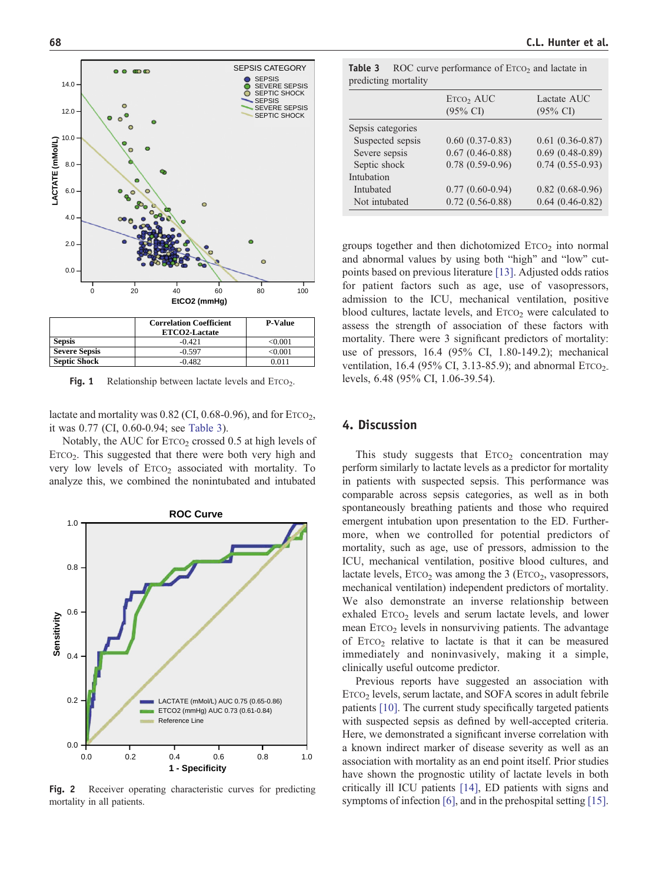| | Correlation Coefficient ETCO2-Lactate | P-Value |
|---|---|---|
| Sepsis | -0.421 | <0.001 |
| Severe Sepsis | -0.597 | <0.001 |
| Septic Shock | -0.482 | 0.011 |

**Fig. 1** Relationship between lactate levels and $E_{TCO_2}$.

lactate and mortality was 0.82 (CI, 0.68-0.96), and for $E_{TCO_2}$, it was 0.77 (CI, 0.60-0.94; see Table 3).

Notably, the AUC for $E_{TCO_2}$ crossed 0.5 at high levels of $E_{TCO_2}$. This suggested that there were both very high and very low levels of $E_{TCO_2}$ associated with mortality. To analyze this, we combined the nonintubated and intubated groups together and then dichotomized $E_{TCO_2}$ into normal and abnormal values by using both "high" and "low" cutpoints based on previous literature [13]. Adjusted odds ratios for patient factors such as age, use of vasopressors, admission to the ICU, mechanical ventilation, positive blood cultures, lactate levels, and $E_{TCO_2}$ were calculated to assess the strength of association of these factors with mortality. There were 3 significant predictors of mortality: use of pressors, 16.4 (95% CI, 1.80-149.2); mechanical ventilation, 16.4 (95% CI, 3.13-85.9); and abnormal $E_{TCO_2}$ levels, 6.48 (95% CI, 1.06-39.54).

**Fig. 2** Receiver operating characteristic curves for predicting mortality in all patients.

**Table 3** ROC curve performance of $E_{TCO_2}$ and lactate in predicting mortality

| | $E_{TCO_2}$ AUC (95% CI) | Lactate AUC (95% CI) |
|---|---|---|
| Sepsis categories | | |
| Suspected sepsis | 0.60 (0.37-0.83) | 0.61 (0.36-0.87) |
| Severe sepsis | 0.67 (0.46-0.88) | 0.69 (0.48-0.89) |
| Septic shock | 0.78 (0.59-0.96) | 0.74 (0.55-0.93) |
| Intubation | | |
| Intubated | 0.77 (0.60-0.94) | 0.82 (0.68-0.96) |
| Not intubated | 0.72 (0.56-0.88) | 0.64 (0.46-0.82) |

## 4. Discussion

This study suggests that $E_{TCO_2}$ concentration may perform similarly to lactate levels as a predictor for mortality in patients with suspected sepsis. This performance was comparable across sepsis categories, as well as in both spontaneously breathing patients and those who required emergent intubation upon presentation to the ED. Furthermore, when we controlled for potential predictors of mortality, such as age, use of pressors, admission to the ICU, mechanical ventilation, positive blood cultures, and lactate levels, $E_{TCO_2}$ was among the 3 ($E_{TCO_2}$, vasopressors, mechanical ventilation) independent predictors of mortality. We also demonstrate an inverse relationship between exhaled $E_{TCO_2}$ levels and serum lactate levels, and lower mean $E_{TCO_2}$ levels in nonsurviving patients. The advantage of $E_{TCO_2}$ relative to lactate is that it can be measured immediately and noninvasively, making it a simple, clinically useful outcome predictor.

Previous reports have suggested an association with $E_{TCO_2}$ levels, serum lactate, and SOFA scores in adult febrile patients [10]. The current study specifically targeted patients with suspected sepsis as defined by well-accepted criteria. Here, we demonstrated a significant inverse correlation with a known indirect marker of disease severity as well as an association with mortality as an end point itself. Prior studies have shown the prognostic utility of lactate levels in both critically ill ICU patients [14], ED patients with signs and symptoms of infection [6], and in the prehospital setting [15].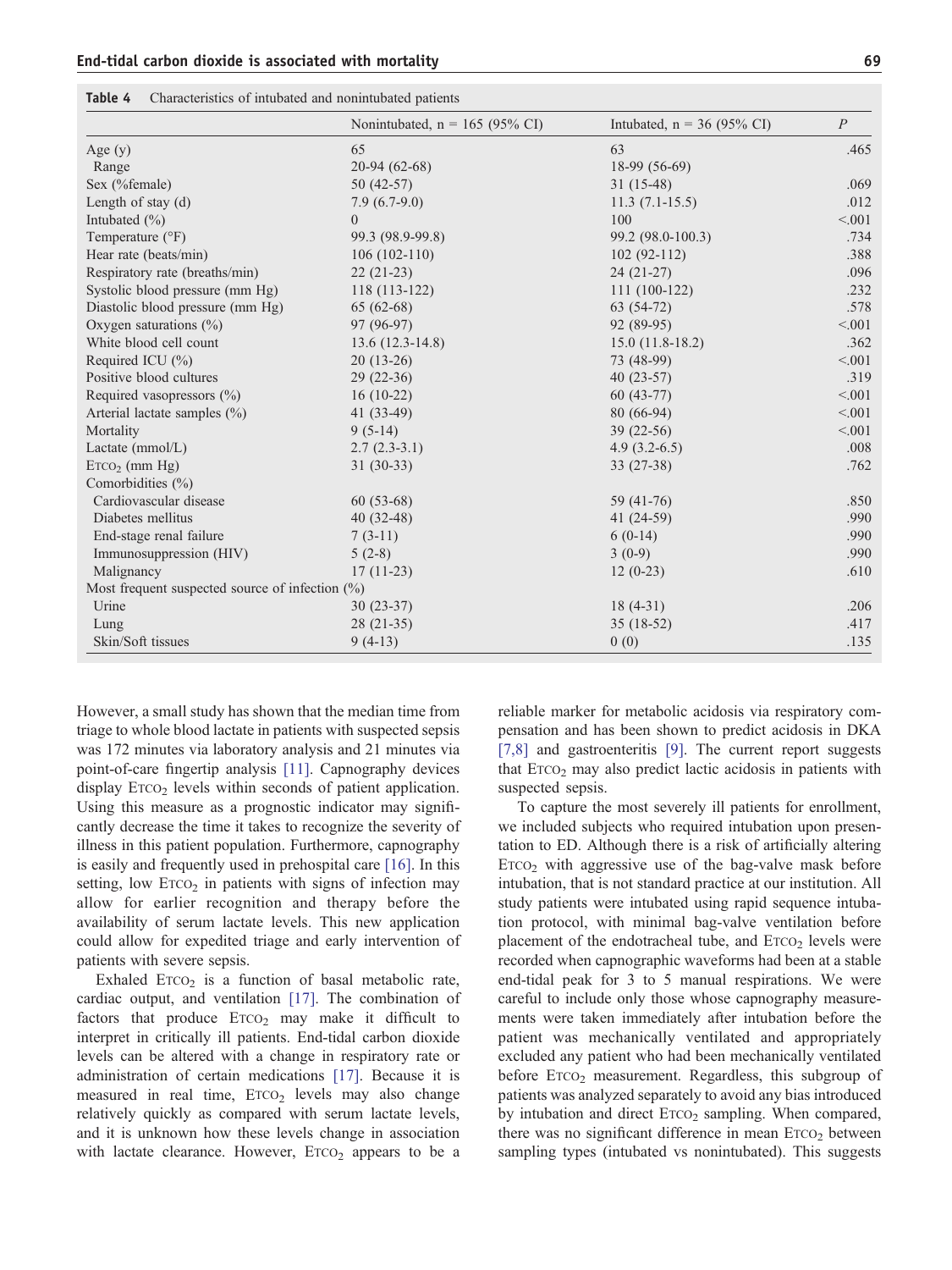**Table 4** Characteristics of intubated and nonintubated patients

| | Nonintubated, n = 165 (95% CI) | Intubated, n = 36 (95% CI) | *P* |
|---|---|---|---|
| Age (y) | 65 | 63 | .465 |
| Range | 20-94 (62-68) | 18-99 (56-69) | |
| Sex (%female) | 50 (42-57) | 31 (15-48) | .069 |
| Length of stay (d) | 7.9 (6.7-9.0) | 11.3 (7.1-15.5) | .012 |
| Intubated (%) | 0 | 100 | <.001 |
| Temperature (°F) | 99.3 (98.9-99.8) | 99.2 (98.0-100.3) | .734 |
| Hear rate (beats/min) | 106 (102-110) | 102 (92-112) | .388 |
| Respiratory rate (breaths/min) | 22 (21-23) | 24 (21-27) | .096 |
| Systolic blood pressure (mm Hg) | 118 (113-122) | 111 (100-122) | .232 |
| Diastolic blood pressure (mm Hg) | 65 (62-68) | 63 (54-72) | .578 |
| Oxygen saturations (%) | 97 (96-97) | 92 (89-95) | <.001 |
| White blood cell count | 13.6 (12.3-14.8) | 15.0 (11.8-18.2) | .362 |
| Required ICU (%) | 20 (13-26) | 73 (48-99) | <.001 |
| Positive blood cultures | 29 (22-36) | 40 (23-57) | .319 |
| Required vasopressors (%) | 16 (10-22) | 60 (43-77) | <.001 |
| Arterial lactate samples (%) | 41 (33-49) | 80 (66-94) | <.001 |
| Mortality | 9 (5-14) | 39 (22-56) | <.001 |
| Lactate (mmol/L) | 2.7 (2.3-3.1) | 4.9 (3.2-6.5) | .008 |
| $E_{TCO_2}$ (mm Hg) | 31 (30-33) | 33 (27-38) | .762 |
| Comorbidities (%) | | | |
| Cardiovascular disease | 60 (53-68) | 59 (41-76) | .850 |
| Diabetes mellitus | 40 (32-48) | 41 (24-59) | .990 |
| End-stage renal failure | 7 (3-11) | 6 (0-14) | .990 |
| Immunosuppression (HIV) | 5 (2-8) | 3 (0-9) | .990 |
| Malignancy | 17 (11-23) | 12 (0-23) | .610 |
| Most frequent suspected source of infection (%) | | | |
| Urine | 30 (23-37) | 18 (4-31) | .206 |
| Lung | 28 (21-35) | 35 (18-52) | .417 |
| Skin/Soft tissues | 9 (4-13) | 0 (0) | .135 |

However, a small study has shown that the median time from triage to whole blood lactate in patients with suspected sepsis was 172 minutes via laboratory analysis and 21 minutes via point-of-care fingertip analysis [11]. Capnography devices display $E_{TCO_2}$ levels within seconds of patient application. Using this measure as a prognostic indicator may significantly decrease the time it takes to recognize the severity of illness in this patient population. Furthermore, capnography is easily and frequently used in prehospital care [16]. In this setting, low $E_{TCO_2}$ in patients with signs of infection may allow for earlier recognition and therapy before the availability of serum lactate levels. This new application could allow for expedited triage and early intervention of patients with severe sepsis.

Exhaled $E_{TCO_2}$ is a function of basal metabolic rate, cardiac output, and ventilation [17]. The combination of factors that produce $E_{TCO_2}$ may make it difficult to interpret in critically ill patients. End-tidal carbon dioxide levels can be altered with a change in respiratory rate or administration of certain medications [17]. Because it is measured in real time, $E_{TCO_2}$ levels may also change relatively quickly as compared with serum lactate levels, and it is unknown how these levels change in association with lactate clearance. However, $E_{TCO_2}$ appears to be a reliable marker for metabolic acidosis via respiratory compensation and has been shown to predict acidosis in DKA [7,8] and gastroenteritis [9]. The current report suggests that $E_{TCO_2}$ may also predict lactic acidosis in patients with suspected sepsis.

To capture the most severely ill patients for enrollment, we included subjects who required intubation upon presentation to ED. Although there is a risk of artificially altering $E_{TCO_2}$ with aggressive use of the bag-valve mask before intubation, that is not standard practice at our institution. All study patients were intubated using rapid sequence intubation protocol, with minimal bag-valve ventilation before placement of the endotracheal tube, and $E_{TCO_2}$ levels were recorded when capnographic waveforms had been at a stable end-tidal peak for 3 to 5 manual respirations. We were careful to include only those whose capnography measurements were taken immediately after intubation before the patient was mechanically ventilated and appropriately excluded any patient who had been mechanically ventilated before $E_{TCO_2}$ measurement. Regardless, this subgroup of patients was analyzed separately to avoid any bias introduced by intubation and direct $E_{TCO_2}$ sampling. When compared, there was no significant difference in mean $E_{TCO_2}$ between sampling types (intubated vs nonintubated). This suggests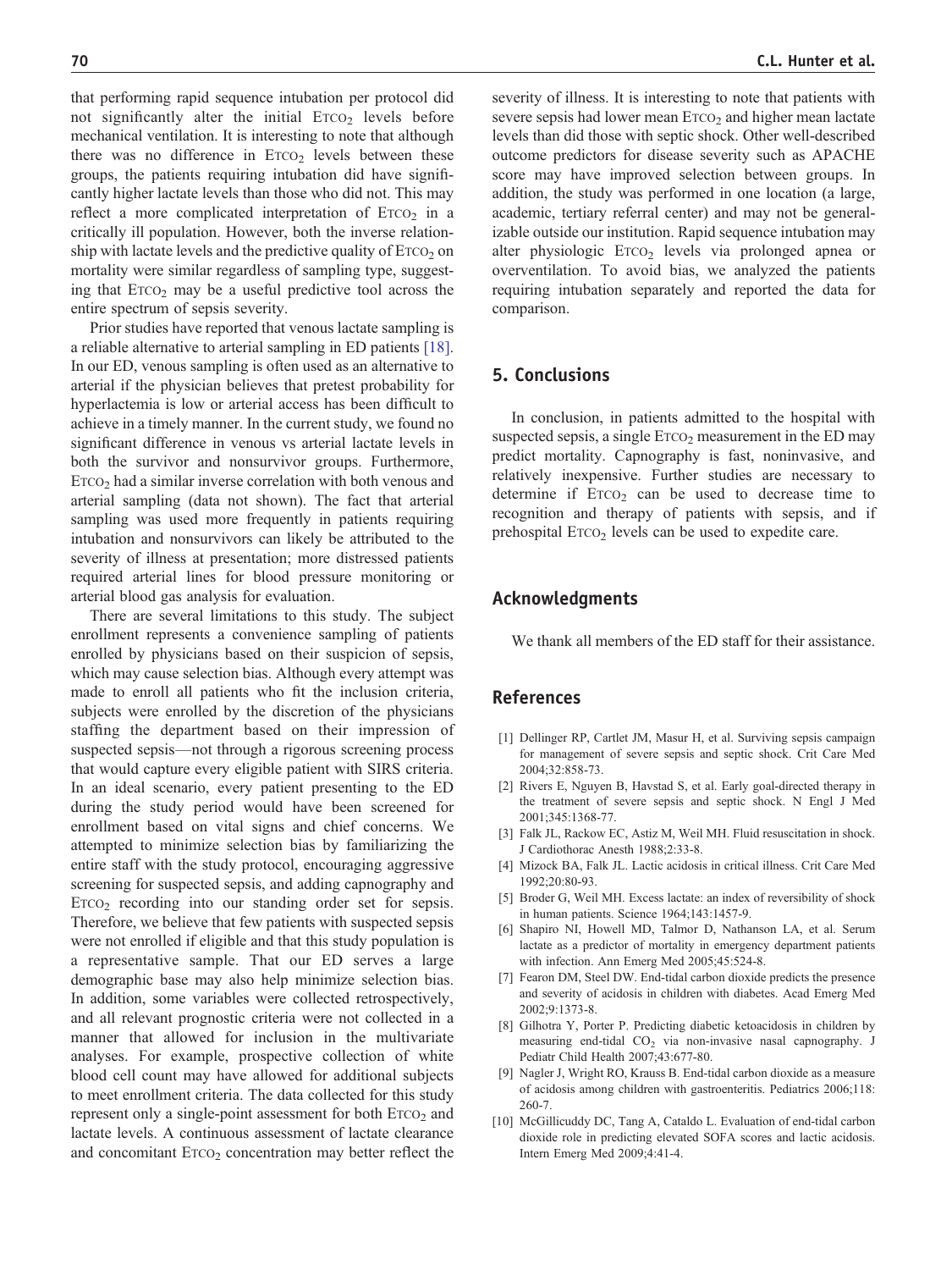that performing rapid sequence intubation per protocol did not significantly alter the initial $E_{TCO_2}$ levels before mechanical ventilation. It is interesting to note that although there was no difference in $E_{TCO_2}$ levels between these groups, the patients requiring intubation did have significantly higher lactate levels than those who did not. This may reflect a more complicated interpretation of $E_{TCO_2}$ in a critically ill population. However, both the inverse relationship with lactate levels and the predictive quality of $E_{TCO_2}$ on mortality were similar regardless of sampling type, suggesting that $E_{TCO_2}$ may be a useful predictive tool across the entire spectrum of sepsis severity.

Prior studies have reported that venous lactate sampling is a reliable alternative to arterial sampling in ED patients [18]. In our ED, venous sampling is often used as an alternative to arterial if the physician believes that pretest probability for hyperlactemia is low or arterial access has been difficult to achieve in a timely manner. In the current study, we found no significant difference in venous vs arterial lactate levels in both the survivor and nonsurvivor groups. Furthermore, $E_{TCO_2}$ had a similar inverse correlation with both venous and arterial sampling (data not shown). The fact that arterial sampling was used more frequently in patients requiring intubation and nonsurvivors can likely be attributed to the severity of illness at presentation; more distressed patients required arterial lines for blood pressure monitoring or arterial blood gas analysis for evaluation.

There are several limitations to this study. The subject enrollment represents a convenience sampling of patients enrolled by physicians based on their suspicion of sepsis, which may cause selection bias. Although every attempt was made to enroll all patients who fit the inclusion criteria, subjects were enrolled by the discretion of the physicians staffing the department based on their impression of suspected sepsis—not through a rigorous screening process that would capture every eligible patient with SIRS criteria. In an ideal scenario, every patient presenting to the ED during the study period would have been screened for enrollment based on vital signs and chief concerns. We attempted to minimize selection bias by familiarizing the entire staff with the study protocol, encouraging aggressive screening for suspected sepsis, and adding capnography and $E_{TCO_2}$ recording into our standing order set for sepsis. Therefore, we believe that few patients with suspected sepsis were not enrolled if eligible and that this study population is a representative sample. That our ED serves a large demographic base may also help minimize selection bias. In addition, some variables were collected retrospectively, and all relevant prognostic criteria were not collected in a manner that allowed for inclusion in the multivariate analyses. For example, prospective collection of white blood cell count may have allowed for additional subjects to meet enrollment criteria. The data collected for this study represent only a single-point assessment for both $E_{TCO_2}$ and lactate levels. A continuous assessment of lactate clearance and concomitant $E_{TCO_2}$ concentration may better reflect the severity of illness. It is interesting to note that patients with severe sepsis had lower mean $E_{TCO_2}$ and higher mean lactate levels than did those with septic shock. Other well-described outcome predictors for disease severity such as APACHE score may have improved selection between groups. In addition, the study was performed in one location (a large, academic, tertiary referral center) and may not be generalizable outside our institution. Rapid sequence intubation may alter physiologic $E_{TCO_2}$ levels via prolonged apnea or overventilation. To avoid bias, we analyzed the patients requiring intubation separately and reported the data for comparison.

## 5. Conclusions

In conclusion, in patients admitted to the hospital with suspected sepsis, a single $E_{TCO_2}$ measurement in the ED may predict mortality. Capnography is fast, noninvasive, and relatively inexpensive. Further studies are necessary to determine if $E_{TCO_2}$ can be used to decrease time to recognition and therapy of patients with sepsis, and if prehospital $E_{TCO_2}$ levels can be used to expedite care.

## Acknowledgments

We thank all members of the ED staff for their assistance.

## References

[1] Dellinger RP, Cartlet JM, Masur H, et al. Surviving sepsis campaign for management of severe sepsis and septic shock. Crit Care Med 2004;32:858-73.

[2] Rivers E, Nguyen B, Havstad S, et al. Early goal-directed therapy in the treatment of severe sepsis and septic shock. N Engl J Med 2001;345:1368-77.

[3] Falk JL, Rackow EC, Astiz M, Weil MH. Fluid resuscitation in shock. J Cardiothorac Anesth 1988;2:33-8.

[4] Mizock BA, Falk JL. Lactic acidosis in critical illness. Crit Care Med 1992;20:80-93.

[5] Broder G, Weil MH. Excess lactate: an index of reversibility of shock in human patients. Science 1964;143:1457-9.

[6] Shapiro NI, Howell MD, Talmor D, Nathanson LA, et al. Serum lactate as a predictor of mortality in emergency department patients with infection. Ann Emerg Med 2005;45:524-8.

[7] Fearon DM, Steel DW. End-tidal carbon dioxide predicts the presence and severity of acidosis in children with diabetes. Acad Emerg Med 2002;9:1373-8.

[8] Gilhotra Y, Porter P. Predicting diabetic ketoacidosis in children by measuring end-tidal $CO_2$ via non-invasive nasal capnography. J Pediatr Child Health 2007;43:677-80.

[9] Nagler J, Wright RO, Krauss B. End-tidal carbon dioxide as a measure of acidosis among children with gastroenteritis. Pediatrics 2006;118:260-7.

[10] McGillicuddy DC, Tang A, Cataldo L. Evaluation of end-tidal carbon dioxide role in predicting elevated SOFA scores and lactic acidosis. Intern Emerg Med 2009;4:41-4.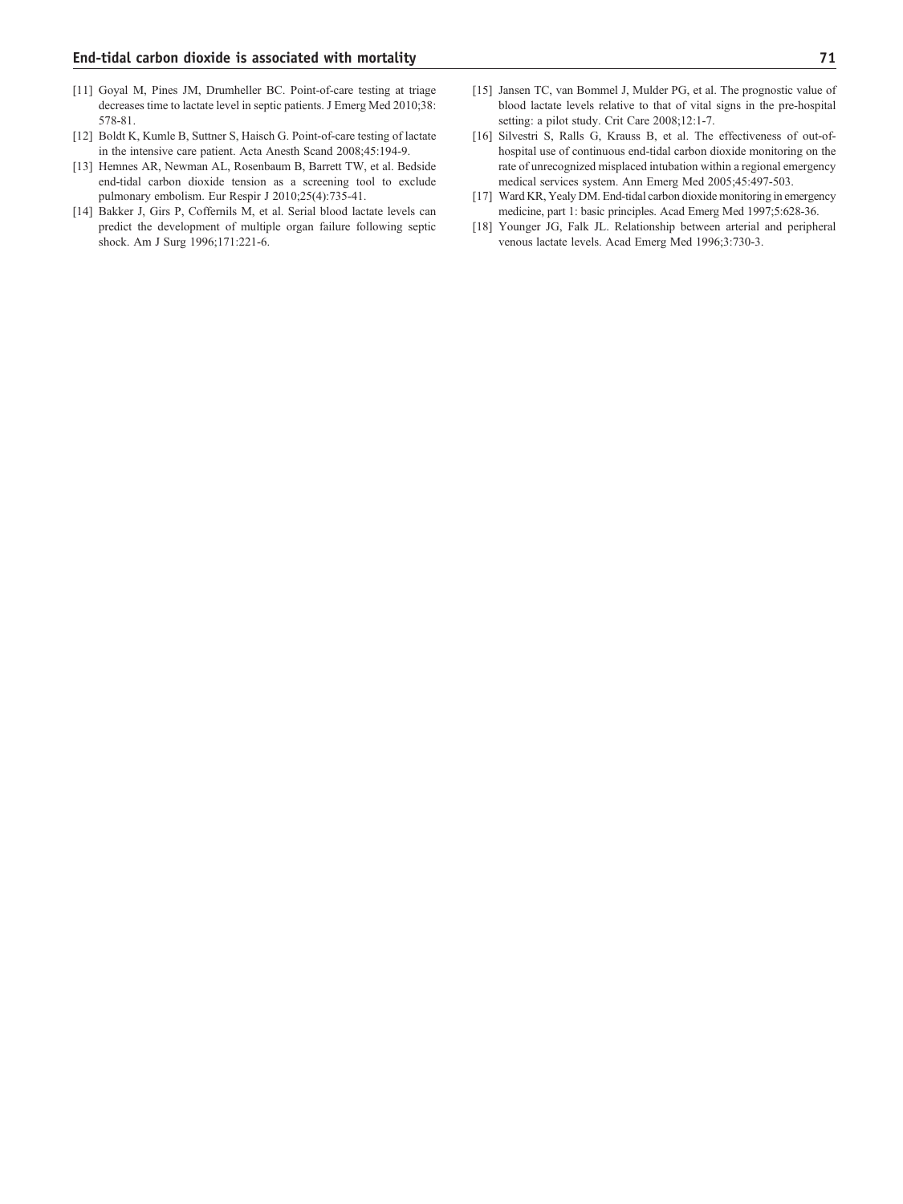[11] Goyal M, Pines JM, Drumheller BC. Point-of-care testing at triage decreases time to lactate level in septic patients. J Emerg Med 2010;38: 578-81.

[12] Boldt K, Kumle B, Suttner S, Haisch G. Point-of-care testing of lactate in the intensive care patient. Acta Anesth Scand 2008;45:194-9.

[13] Hemnes AR, Newman AL, Rosenbaum B, Barrett TW, et al. Bedside end-tidal carbon dioxide tension as a screening tool to exclude pulmonary embolism. Eur Respir J 2010;25(4):735-41.

[14] Bakker J, Girs P, Coffernils M, et al. Serial blood lactate levels can predict the development of multiple organ failure following septic shock. Am J Surg 1996;171:221-6.

[15] Jansen TC, van Bommel J, Mulder PG, et al. The prognostic value of blood lactate levels relative to that of vital signs in the pre-hospital setting: a pilot study. Crit Care 2008;12:1-7.

[16] Silvestri S, Ralls G, Krauss B, et al. The effectiveness of out-of-hospital use of continuous end-tidal carbon dioxide monitoring on the rate of unrecognized misplaced intubation within a regional emergency medical services system. Ann Emerg Med 2005;45:497-503.

[17] Ward KR, Yealy DM. End-tidal carbon dioxide monitoring in emergency medicine, part 1: basic principles. Acad Emerg Med 1997;5:628-36.

[18] Younger JG, Falk JL. Relationship between arterial and peripheral venous lactate levels. Acad Emerg Med 1996;3:730-3.